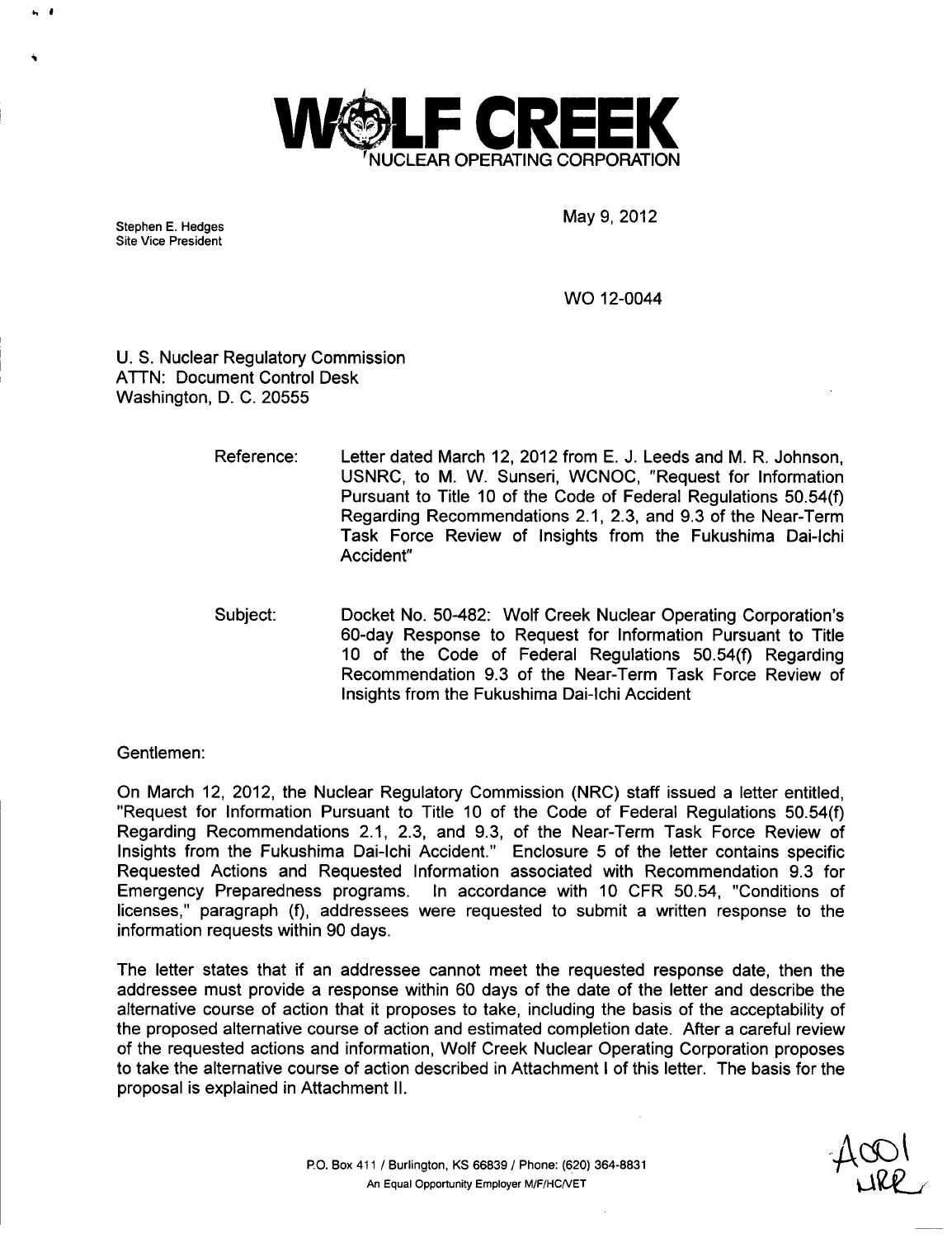**WOLF CREEK**
NUCLEAR OPERATING CORPORATION

Stephen E. Hedges
Site Vice President

May 9, 2012

WO 12-0044

U. S. Nuclear Regulatory Commission
ATTN: Document Control Desk
Washington, D. C. 20555

Reference: Letter dated March 12, 2012 from E. J. Leeds and M. R. Johnson, USNRC, to M. W. Sunseri, WCNOC, "Request for Information Pursuant to Title 10 of the Code of Federal Regulations 50.54(f) Regarding Recommendations 2.1, 2.3, and 9.3 of the Near-Term Task Force Review of Insights from the Fukushima Dai-Ichi Accident"

Subject: Docket No. 50-482: Wolf Creek Nuclear Operating Corporation's 60-day Response to Request for Information Pursuant to Title 10 of the Code of Federal Regulations 50.54(f) Regarding Recommendation 9.3 of the Near-Term Task Force Review of Insights from the Fukushima Dai-Ichi Accident

Gentlemen:

On March 12, 2012, the Nuclear Regulatory Commission (NRC) staff issued a letter entitled, "Request for Information Pursuant to Title 10 of the Code of Federal Regulations 50.54(f) Regarding Recommendations 2.1, 2.3, and 9.3, of the Near-Term Task Force Review of Insights from the Fukushima Dai-Ichi Accident." Enclosure 5 of the letter contains specific Requested Actions and Requested Information associated with Recommendation 9.3 for Emergency Preparedness programs. In accordance with 10 CFR 50.54, "Conditions of licenses," paragraph (f), addressees were requested to submit a written response to the information requests within 90 days.

The letter states that if an addressee cannot meet the requested response date, then the addressee must provide a response within 60 days of the date of the letter and describe the alternative course of action that it proposes to take, including the basis of the acceptability of the proposed alternative course of action and estimated completion date. After a careful review of the requested actions and information, Wolf Creek Nuclear Operating Corporation proposes to take the alternative course of action described in Attachment I of this letter. The basis for the proposal is explained in Attachment II.

P.O. Box 411 / Burlington, KS 66839 / Phone: (620) 364-8831
An Equal Opportunity Employer M/F/HC/VET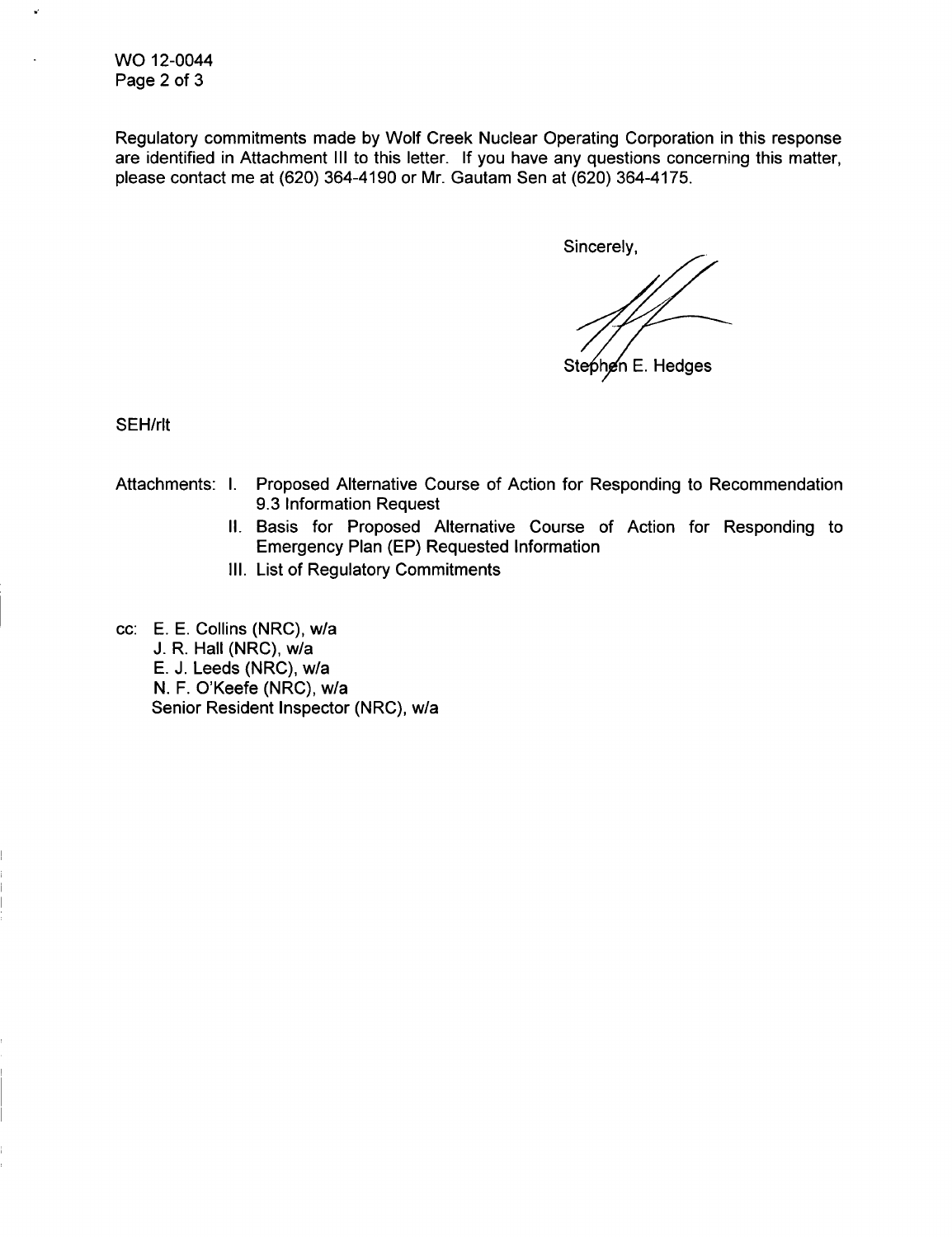Regulatory commitments made by Wolf Creek Nuclear Operating Corporation in this response are identified in Attachment III to this letter. If you have any questions concerning this matter, please contact me at (620) 364-4190 or Mr. Gautam Sen at (620) 364-4175.

Sincerely,

Stephen E. Hedges

SEH/rlt

Attachments:
- I. Proposed Alternative Course of Action for Responding to Recommendation 9.3 Information Request
- II. Basis for Proposed Alternative Course of Action for Responding to Emergency Plan (EP) Requested Information
- III. List of Regulatory Commitments

cc: E. E. Collins (NRC), w/a
J. R. Hall (NRC), w/a
E. J. Leeds (NRC), w/a
N. F. O'Keefe (NRC), w/a
Senior Resident Inspector (NRC), w/a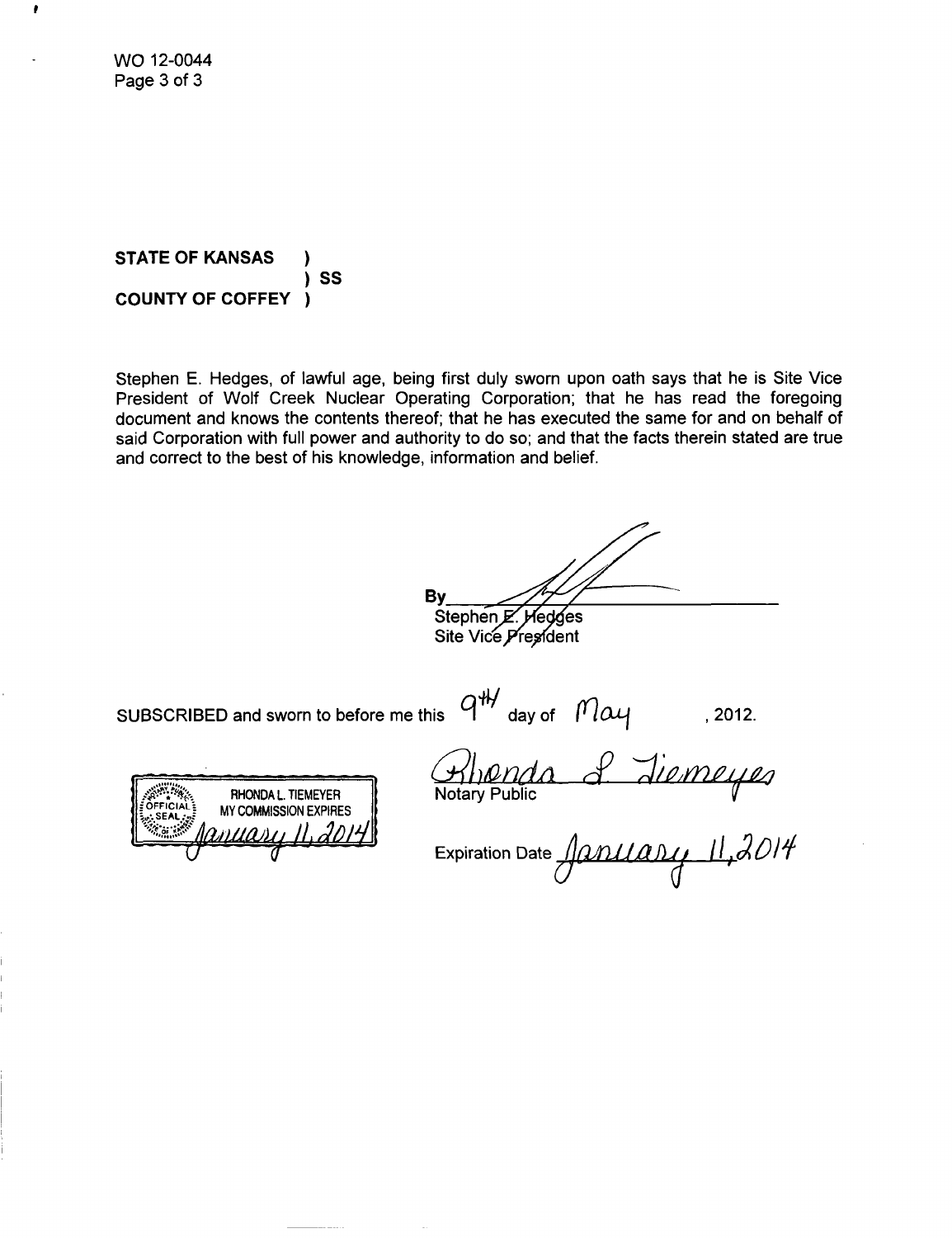WO 12-0044

**STATE OF KANSAS )**
**) SS**
**COUNTY OF COFFEY )**

Stephen E. Hedges, of lawful age, being first duly sworn upon oath says that he is Site Vice President of Wolf Creek Nuclear Operating Corporation; that he has read the foregoing document and knows the contents thereof; that he has executed the same for and on behalf of said Corporation with full power and authority to do so; and that the facts therein stated are true and correct to the best of his knowledge, information and belief.

By ______________________
Stephen E. Hedges
Site Vice President

SUBSCRIBED and sworn to before me this 9th day of May , 2012.

RHONDA L. TIEMEYER
MY COMMISSION EXPIRES
January 11, 2014

Rhonda L. Tiemeyer
Notary Public

Expiration Date January 11, 2014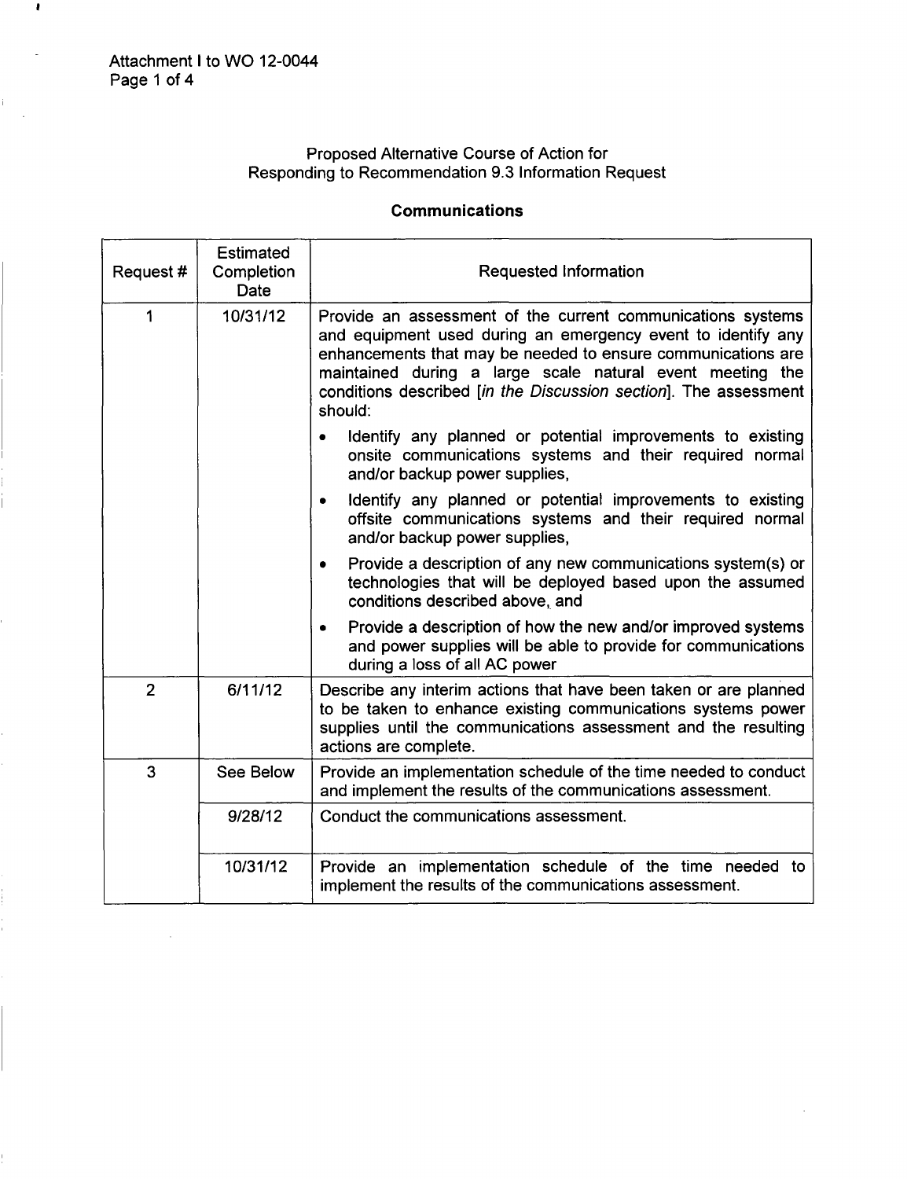Attachment I to WO 12-0044

Proposed Alternative Course of Action for Responding to Recommendation 9.3 Information Request

**Communications**

| Request # | Estimated Completion Date | Requested Information |
|---|---|---|
| 1 | 10/31/12 | Provide an assessment of the current communications systems and equipment used during an emergency event to identify any enhancements that may be needed to ensure communications are maintained during a large scale natural event meeting the conditions described [*in the Discussion section*]. The assessment should:<br>• Identify any planned or potential improvements to existing onsite communications systems and their required normal and/or backup power supplies,<br>• Identify any planned or potential improvements to existing offsite communications systems and their required normal and/or backup power supplies,<br>• Provide a description of any new communications system(s) or technologies that will be deployed based upon the assumed conditions described above, and<br>• Provide a description of how the new and/or improved systems and power supplies will be able to provide for communications during a loss of all AC power |
| 2 | 6/11/12 | Describe any interim actions that have been taken or are planned to be taken to enhance existing communications systems power supplies until the communications assessment and the resulting actions are complete. |
| 3 | See Below | Provide an implementation schedule of the time needed to conduct and implement the results of the communications assessment. |
| | 9/28/12 | Conduct the communications assessment. |
| | 10/31/12 | Provide an implementation schedule of the time needed to implement the results of the communications assessment. |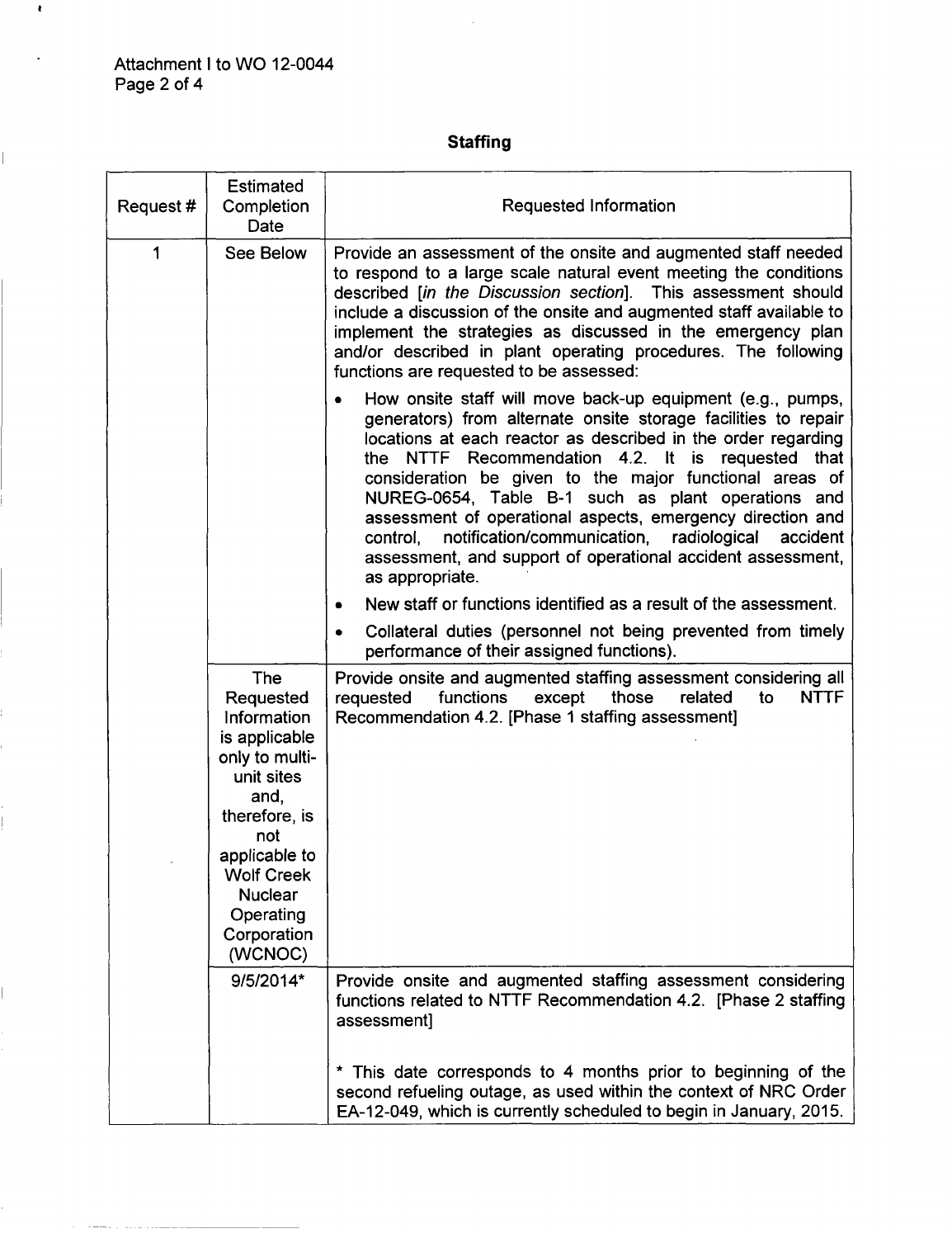## Staffing

| Request # | Estimated Completion Date | Requested Information |
|---|---|---|
| 1 | See Below | Provide an assessment of the onsite and augmented staff needed to respond to a large scale natural event meeting the conditions described [*in the Discussion section*]. This assessment should include a discussion of the onsite and augmented staff available to implement the strategies as discussed in the emergency plan and/or described in plant operating procedures. The following functions are requested to be assessed:<br>• How onsite staff will move back-up equipment (e.g., pumps, generators) from alternate onsite storage facilities to repair locations at each reactor as described in the order regarding the NTTF Recommendation 4.2. It is requested that consideration be given to the major functional areas of NUREG-0654, Table B-1 such as plant operations and assessment of operational aspects, emergency direction and control, notification/communication, radiological accident assessment, and support of operational accident assessment, as appropriate.<br>• New staff or functions identified as a result of the assessment.<br>• Collateral duties (personnel not being prevented from timely performance of their assigned functions). |
| | The Requested Information is applicable only to multi-unit sites and, therefore, is not applicable to Wolf Creek Nuclear Operating Corporation (WCNOC) | Provide onsite and augmented staffing assessment considering all requested functions except those related to NTTF Recommendation 4.2. [Phase 1 staffing assessment] |
| | 9/5/2014* | Provide onsite and augmented staffing assessment considering functions related to NTTF Recommendation 4.2. [Phase 2 staffing assessment]<br><br>* This date corresponds to 4 months prior to beginning of the second refueling outage, as used within the context of NRC Order EA-12-049, which is currently scheduled to begin in January, 2015. |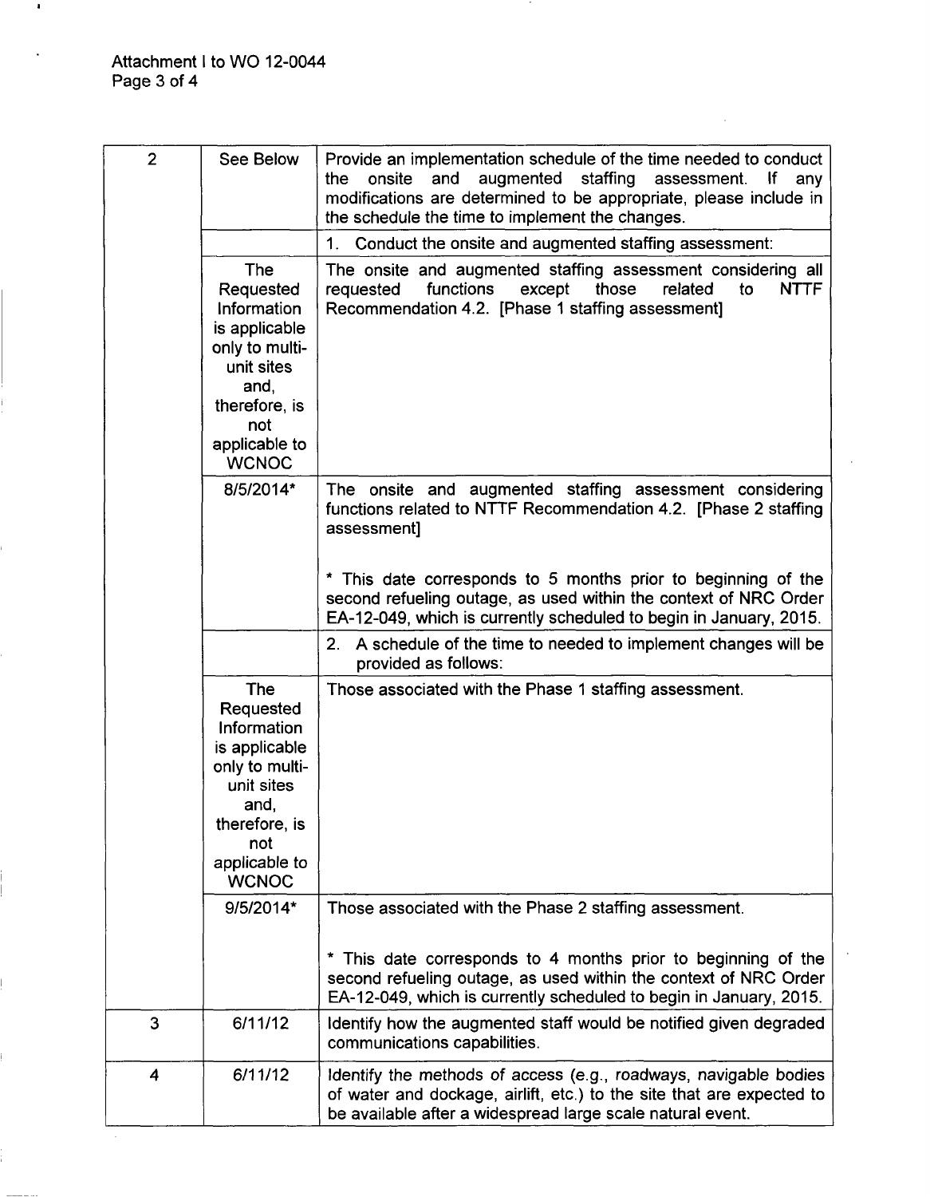| 2 | See Below | Provide an implementation schedule of the time needed to conduct the onsite and augmented staffing assessment. If any modifications are determined to be appropriate, please include in the schedule the time to implement the changes. |
|---|---|---|
| | | 1. Conduct the onsite and augmented staffing assessment: |
| | The Requested Information is applicable only to multi-unit sites and, therefore, is not applicable to WCNOC | The onsite and augmented staffing assessment considering all requested functions except those related to NTTF Recommendation 4.2. [Phase 1 staffing assessment] |
| | 8/5/2014* | The onsite and augmented staffing assessment considering functions related to NTTF Recommendation 4.2. [Phase 2 staffing assessment]<br><br>* This date corresponds to 5 months prior to beginning of the second refueling outage, as used within the context of NRC Order EA-12-049, which is currently scheduled to begin in January, 2015. |
| | | 2. A schedule of the time to needed to implement changes will be provided as follows: |
| | The Requested Information is applicable only to multi-unit sites and, therefore, is not applicable to WCNOC | Those associated with the Phase 1 staffing assessment. |
| | 9/5/2014* | Those associated with the Phase 2 staffing assessment.<br><br>* This date corresponds to 4 months prior to beginning of the second refueling outage, as used within the context of NRC Order EA-12-049, which is currently scheduled to begin in January, 2015. |
| 3 | 6/11/12 | Identify how the augmented staff would be notified given degraded communications capabilities. |
| 4 | 6/11/12 | Identify the methods of access (e.g., roadways, navigable bodies of water and dockage, airlift, etc.) to the site that are expected to be available after a widespread large scale natural event. |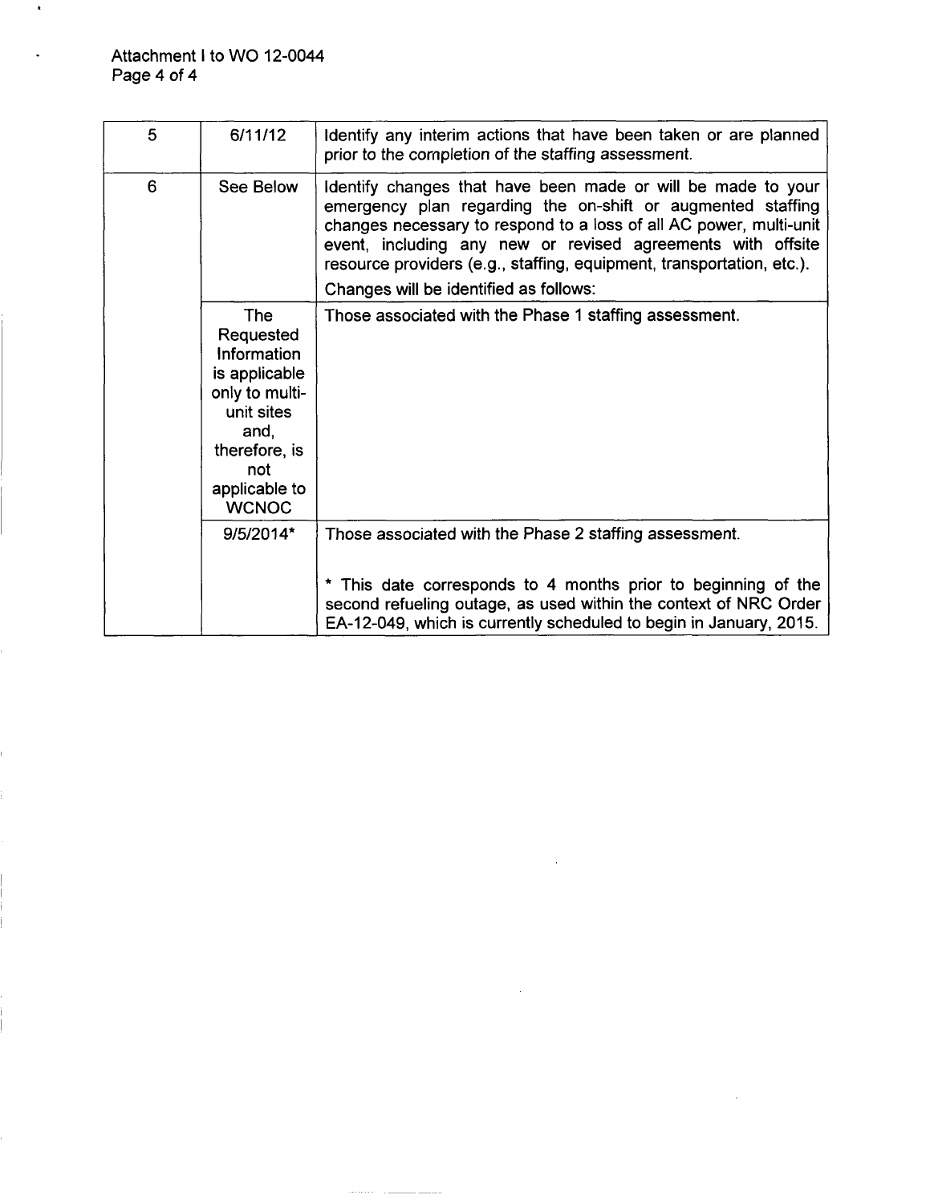Attachment I to WO 12-0044

| | | |
|---|---|---|
| 5 | 6/11/12 | Identify any interim actions that have been taken or are planned prior to the completion of the staffing assessment. |
| 6 | See Below | Identify changes that have been made or will be made to your emergency plan regarding the on-shift or augmented staffing changes necessary to respond to a loss of all AC power, multi-unit event, including any new or revised agreements with offsite resource providers (e.g., staffing, equipment, transportation, etc.).<br>Changes will be identified as follows: |
| | The Requested Information is applicable only to multi-unit sites and, therefore, is not applicable to WCNOC | Those associated with the Phase 1 staffing assessment. |
| | 9/5/2014* | Those associated with the Phase 2 staffing assessment.<br><br>* This date corresponds to 4 months prior to beginning of the second refueling outage, as used within the context of NRC Order EA-12-049, which is currently scheduled to begin in January, 2015. |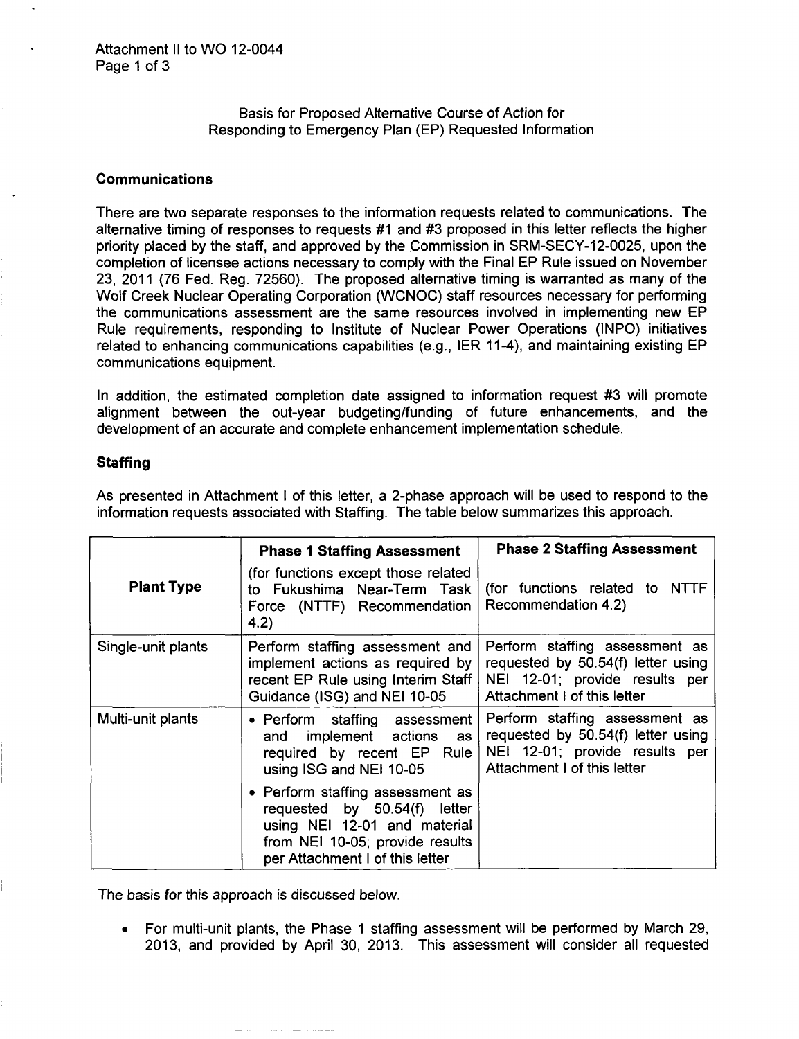Attachment II to WO 12-0044

Basis for Proposed Alternative Course of Action for Responding to Emergency Plan (EP) Requested Information

### Communications

There are two separate responses to the information requests related to communications. The alternative timing of responses to requests #1 and #3 proposed in this letter reflects the higher priority placed by the staff, and approved by the Commission in SRM-SECY-12-0025, upon the completion of licensee actions necessary to comply with the Final EP Rule issued on November 23, 2011 (76 Fed. Reg. 72560). The proposed alternative timing is warranted as many of the Wolf Creek Nuclear Operating Corporation (WCNOC) staff resources necessary for performing the communications assessment are the same resources involved in implementing new EP Rule requirements, responding to Institute of Nuclear Power Operations (INPO) initiatives related to enhancing communications capabilities (e.g., IER 11-4), and maintaining existing EP communications equipment.

In addition, the estimated completion date assigned to information request #3 will promote alignment between the out-year budgeting/funding of future enhancements, and the development of an accurate and complete enhancement implementation schedule.

### Staffing

As presented in Attachment I of this letter, a 2-phase approach will be used to respond to the information requests associated with Staffing. The table below summarizes this approach.

| Plant Type | Phase 1 Staffing Assessment (for functions except those related to Fukushima Near-Term Task Force (NTTF) Recommendation 4.2) | Phase 2 Staffing Assessment (for functions related to NTTF Recommendation 4.2) |
|---|---|---|
| Single-unit plants | Perform staffing assessment and implement actions as required by recent EP Rule using Interim Staff Guidance (ISG) and NEI 10-05 | Perform staffing assessment as requested by 50.54(f) letter using NEI 12-01; provide results per Attachment I of this letter |
| Multi-unit plants | • Perform staffing assessment and implement actions as required by recent EP Rule using ISG and NEI 10-05<br>• Perform staffing assessment as requested by 50.54(f) letter using NEI 12-01 and material from NEI 10-05; provide results per Attachment I of this letter | Perform staffing assessment as requested by 50.54(f) letter using NEI 12-01; provide results per Attachment I of this letter |

The basis for this approach is discussed below.

- For multi-unit plants, the Phase 1 staffing assessment will be performed by March 29, 2013, and provided by April 30, 2013. This assessment will consider all requested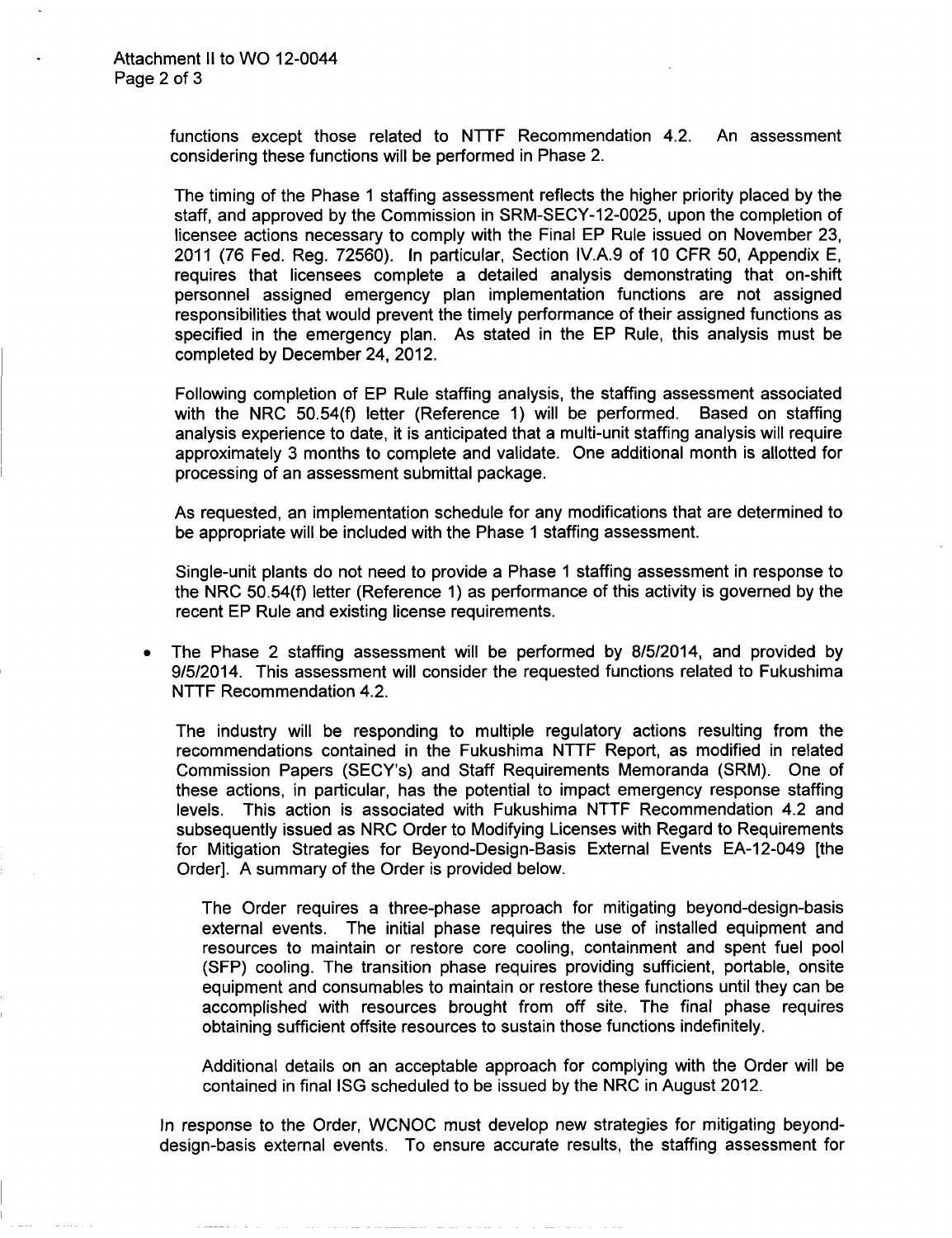functions except those related to NTTF Recommendation 4.2. An assessment considering these functions will be performed in Phase 2.

The timing of the Phase 1 staffing assessment reflects the higher priority placed by the staff, and approved by the Commission in SRM-SECY-12-0025, upon the completion of licensee actions necessary to comply with the Final EP Rule issued on November 23, 2011 (76 Fed. Reg. 72560). In particular, Section IV.A.9 of 10 CFR 50, Appendix E, requires that licensees complete a detailed analysis demonstrating that on-shift personnel assigned emergency plan implementation functions are not assigned responsibilities that would prevent the timely performance of their assigned functions as specified in the emergency plan. As stated in the EP Rule, this analysis must be completed by December 24, 2012.

Following completion of EP Rule staffing analysis, the staffing assessment associated with the NRC 50.54(f) letter (Reference 1) will be performed. Based on staffing analysis experience to date, it is anticipated that a multi-unit staffing analysis will require approximately 3 months to complete and validate. One additional month is allotted for processing of an assessment submittal package.

As requested, an implementation schedule for any modifications that are determined to be appropriate will be included with the Phase 1 staffing assessment.

Single-unit plants do not need to provide a Phase 1 staffing assessment in response to the NRC 50.54(f) letter (Reference 1) as performance of this activity is governed by the recent EP Rule and existing license requirements.

- The Phase 2 staffing assessment will be performed by 8/5/2014, and provided by 9/5/2014. This assessment will consider the requested functions related to Fukushima NTTF Recommendation 4.2.

  The industry will be responding to multiple regulatory actions resulting from the recommendations contained in the Fukushima NTTF Report, as modified in related Commission Papers (SECY's) and Staff Requirements Memoranda (SRM). One of these actions, in particular, has the potential to impact emergency response staffing levels. This action is associated with Fukushima NTTF Recommendation 4.2 and subsequently issued as NRC Order to Modifying Licenses with Regard to Requirements for Mitigation Strategies for Beyond-Design-Basis External Events EA-12-049 [the Order]. A summary of the Order is provided below.

  > The Order requires a three-phase approach for mitigating beyond-design-basis external events. The initial phase requires the use of installed equipment and resources to maintain or restore core cooling, containment and spent fuel pool (SFP) cooling. The transition phase requires providing sufficient, portable, onsite equipment and consumables to maintain or restore these functions until they can be accomplished with resources brought from off site. The final phase requires obtaining sufficient offsite resources to sustain those functions indefinitely.
  >
  > Additional details on an acceptable approach for complying with the Order will be contained in final ISG scheduled to be issued by the NRC in August 2012.

In response to the Order, WCNOC must develop new strategies for mitigating beyond-design-basis external events. To ensure accurate results, the staffing assessment for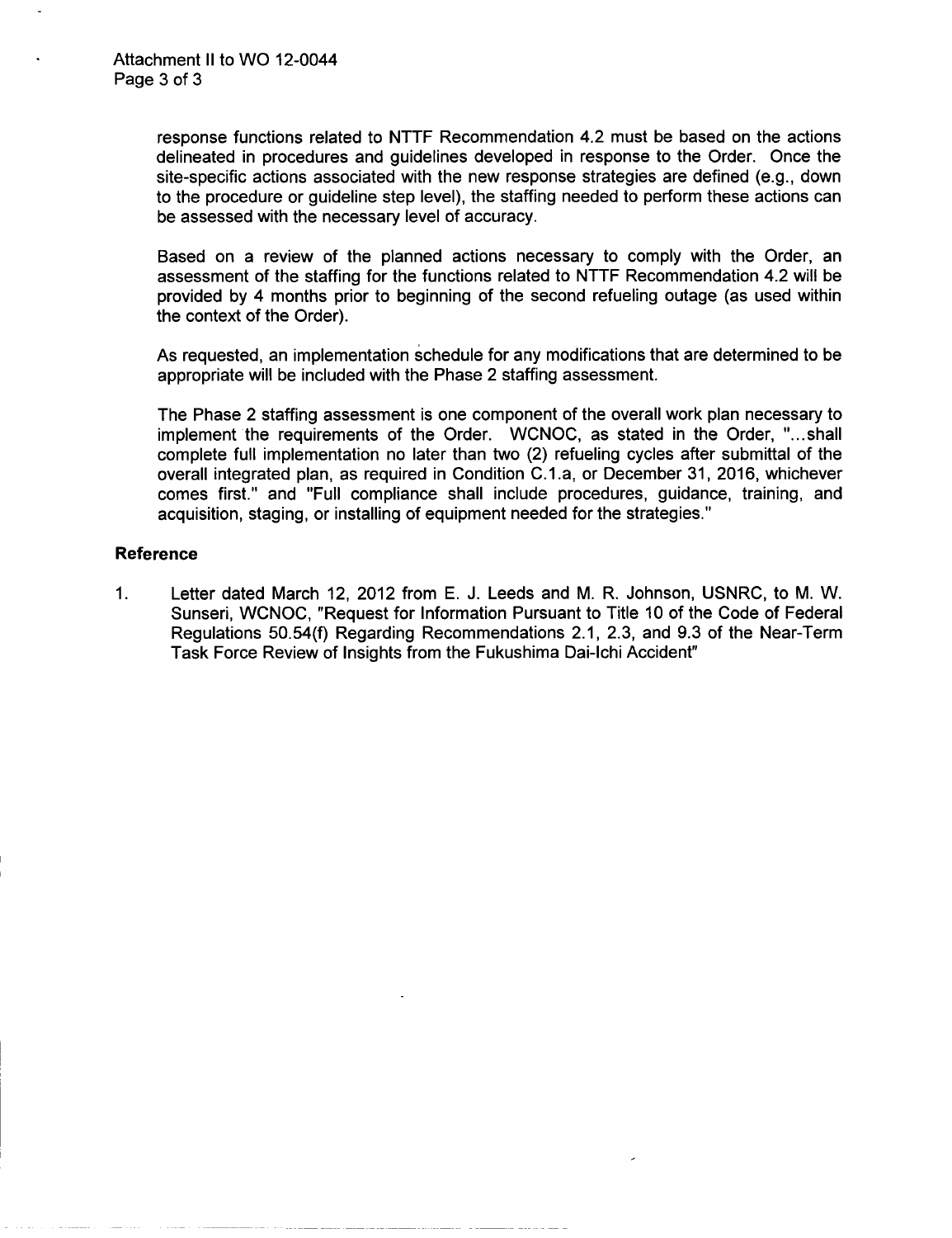response functions related to NTTF Recommendation 4.2 must be based on the actions delineated in procedures and guidelines developed in response to the Order. Once the site-specific actions associated with the new response strategies are defined (e.g., down to the procedure or guideline step level), the staffing needed to perform these actions can be assessed with the necessary level of accuracy.

Based on a review of the planned actions necessary to comply with the Order, an assessment of the staffing for the functions related to NTTF Recommendation 4.2 will be provided by 4 months prior to beginning of the second refueling outage (as used within the context of the Order).

As requested, an implementation schedule for any modifications that are determined to be appropriate will be included with the Phase 2 staffing assessment.

The Phase 2 staffing assessment is one component of the overall work plan necessary to implement the requirements of the Order. WCNOC, as stated in the Order, "...shall complete full implementation no later than two (2) refueling cycles after submittal of the overall integrated plan, as required in Condition C.1.a, or December 31, 2016, whichever comes first." and "Full compliance shall include procedures, guidance, training, and acquisition, staging, or installing of equipment needed for the strategies."

**Reference**

1. Letter dated March 12, 2012 from E. J. Leeds and M. R. Johnson, USNRC, to M. W. Sunseri, WCNOC, "Request for Information Pursuant to Title 10 of the Code of Federal Regulations 50.54(f) Regarding Recommendations 2.1, 2.3, and 9.3 of the Near-Term Task Force Review of Insights from the Fukushima Dai-Ichi Accident"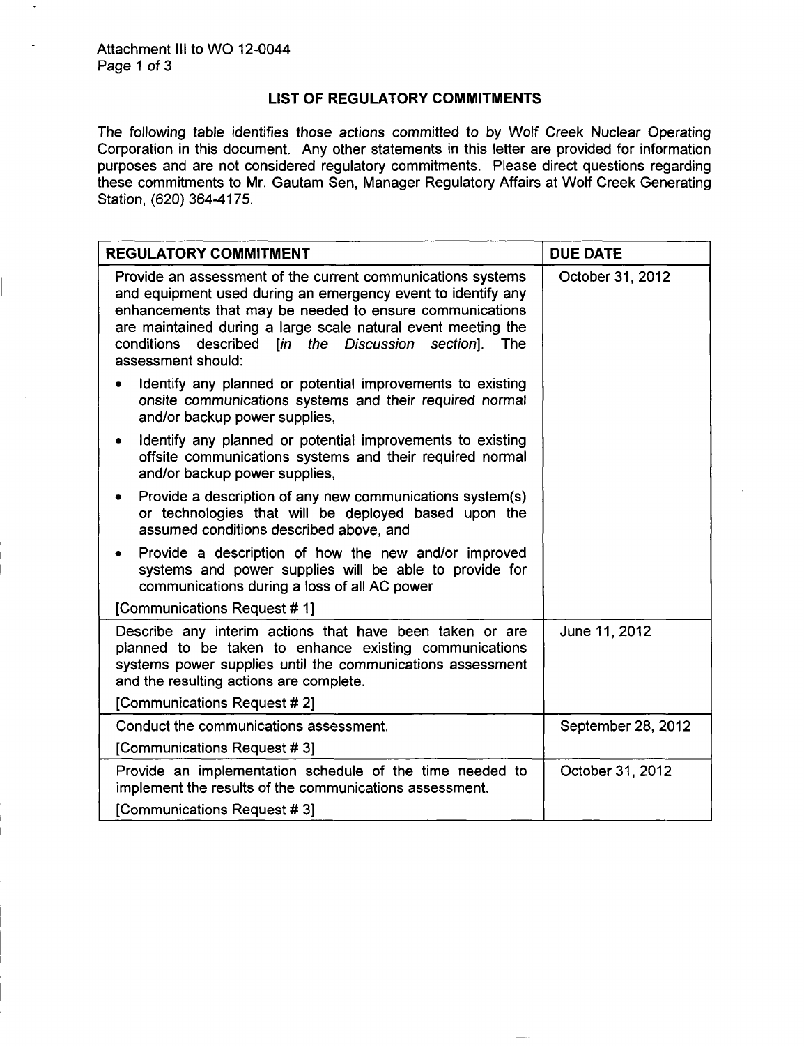Attachment III to WO 12-0044

## LIST OF REGULATORY COMMITMENTS

The following table identifies those actions committed to by Wolf Creek Nuclear Operating Corporation in this document. Any other statements in this letter are provided for information purposes and are not considered regulatory commitments. Please direct questions regarding these commitments to Mr. Gautam Sen, Manager Regulatory Affairs at Wolf Creek Generating Station, (620) 364-4175.

| REGULATORY COMMITMENT | DUE DATE |
|---|---|
| Provide an assessment of the current communications systems and equipment used during an emergency event to identify any enhancements that may be needed to ensure communications are maintained during a large scale natural event meeting the conditions described [*in the Discussion section*]. The assessment should:<br>• Identify any planned or potential improvements to existing onsite communications systems and their required normal and/or backup power supplies,<br>• Identify any planned or potential improvements to existing offsite communications systems and their required normal and/or backup power supplies,<br>• Provide a description of any new communications system(s) or technologies that will be deployed based upon the assumed conditions described above, and<br>• Provide a description of how the new and/or improved systems and power supplies will be able to provide for communications during a loss of all AC power<br>[Communications Request # 1] | October 31, 2012 |
| Describe any interim actions that have been taken or are planned to be taken to enhance existing communications systems power supplies until the communications assessment and the resulting actions are complete.<br>[Communications Request # 2] | June 11, 2012 |
| Conduct the communications assessment.<br>[Communications Request # 3] | September 28, 2012 |
| Provide an implementation schedule of the time needed to implement the results of the communications assessment.<br>[Communications Request # 3] | October 31, 2012 |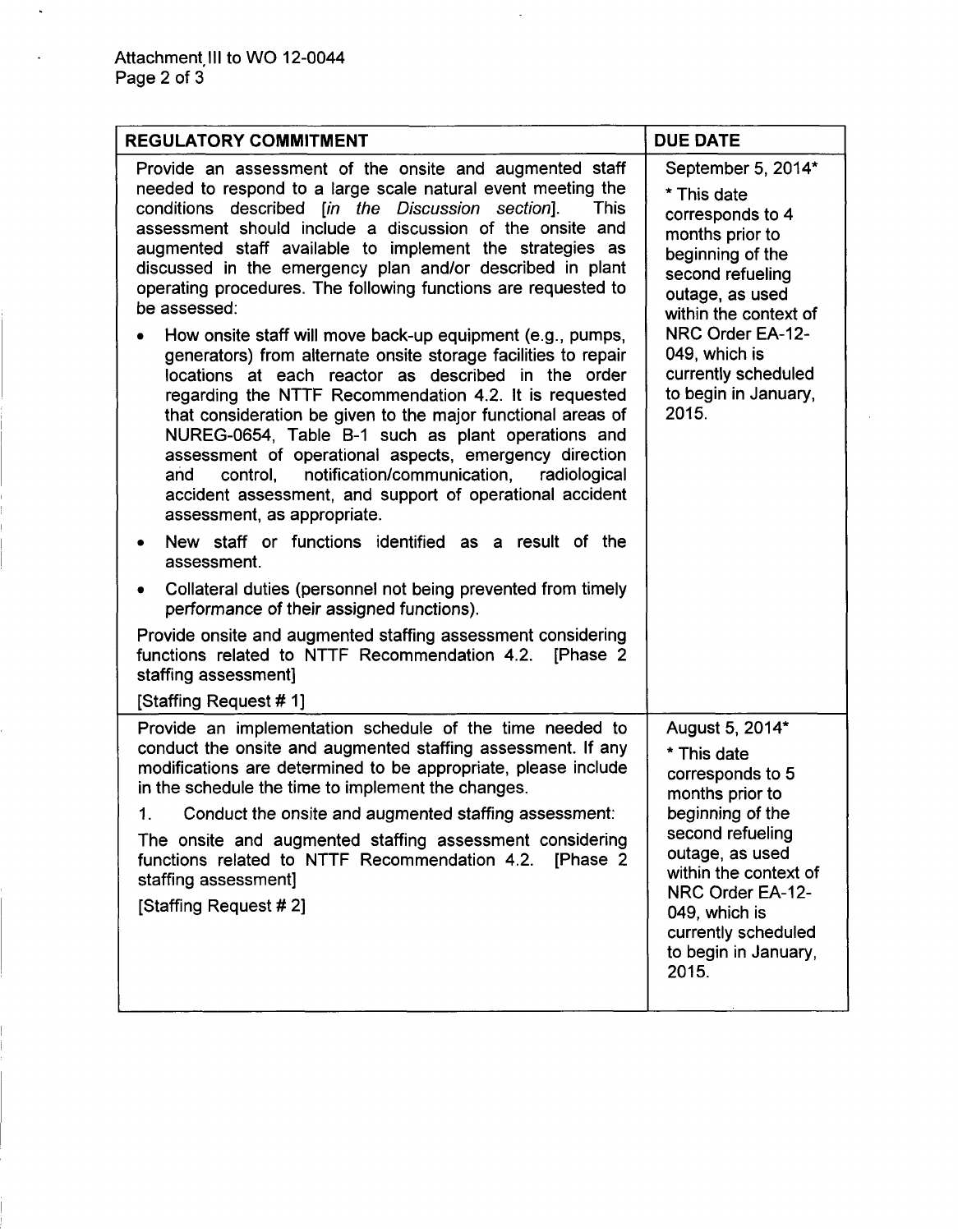| REGULATORY COMMITMENT | DUE DATE |
|---|---|
| Provide an assessment of the onsite and augmented staff needed to respond to a large scale natural event meeting the conditions described [*in the Discussion section*]. This assessment should include a discussion of the onsite and augmented staff available to implement the strategies as discussed in the emergency plan and/or described in plant operating procedures. The following functions are requested to be assessed:<br>• How onsite staff will move back-up equipment (e.g., pumps, generators) from alternate onsite storage facilities to repair locations at each reactor as described in the order regarding the NTTF Recommendation 4.2. It is requested that consideration be given to the major functional areas of NUREG-0654, Table B-1 such as plant operations and assessment of operational aspects, emergency direction and control, notification/communication, radiological accident assessment, and support of operational accident assessment, as appropriate.<br>• New staff or functions identified as a result of the assessment.<br>• Collateral duties (personnel not being prevented from timely performance of their assigned functions).<br>Provide onsite and augmented staffing assessment considering functions related to NTTF Recommendation 4.2. [Phase 2 staffing assessment]<br>[Staffing Request # 1] | September 5, 2014*<br>* This date corresponds to 4 months prior to beginning of the second refueling outage, as used within the context of NRC Order EA-12-049, which is currently scheduled to begin in January, 2015. |
| Provide an implementation schedule of the time needed to conduct the onsite and augmented staffing assessment. If any modifications are determined to be appropriate, please include in the schedule the time to implement the changes.<br>1. Conduct the onsite and augmented staffing assessment:<br>The onsite and augmented staffing assessment considering functions related to NTTF Recommendation 4.2. [Phase 2 staffing assessment]<br>[Staffing Request # 2] | August 5, 2014*<br>* This date corresponds to 5 months prior to beginning of the second refueling outage, as used within the context of NRC Order EA-12-049, which is currently scheduled to begin in January, 2015. |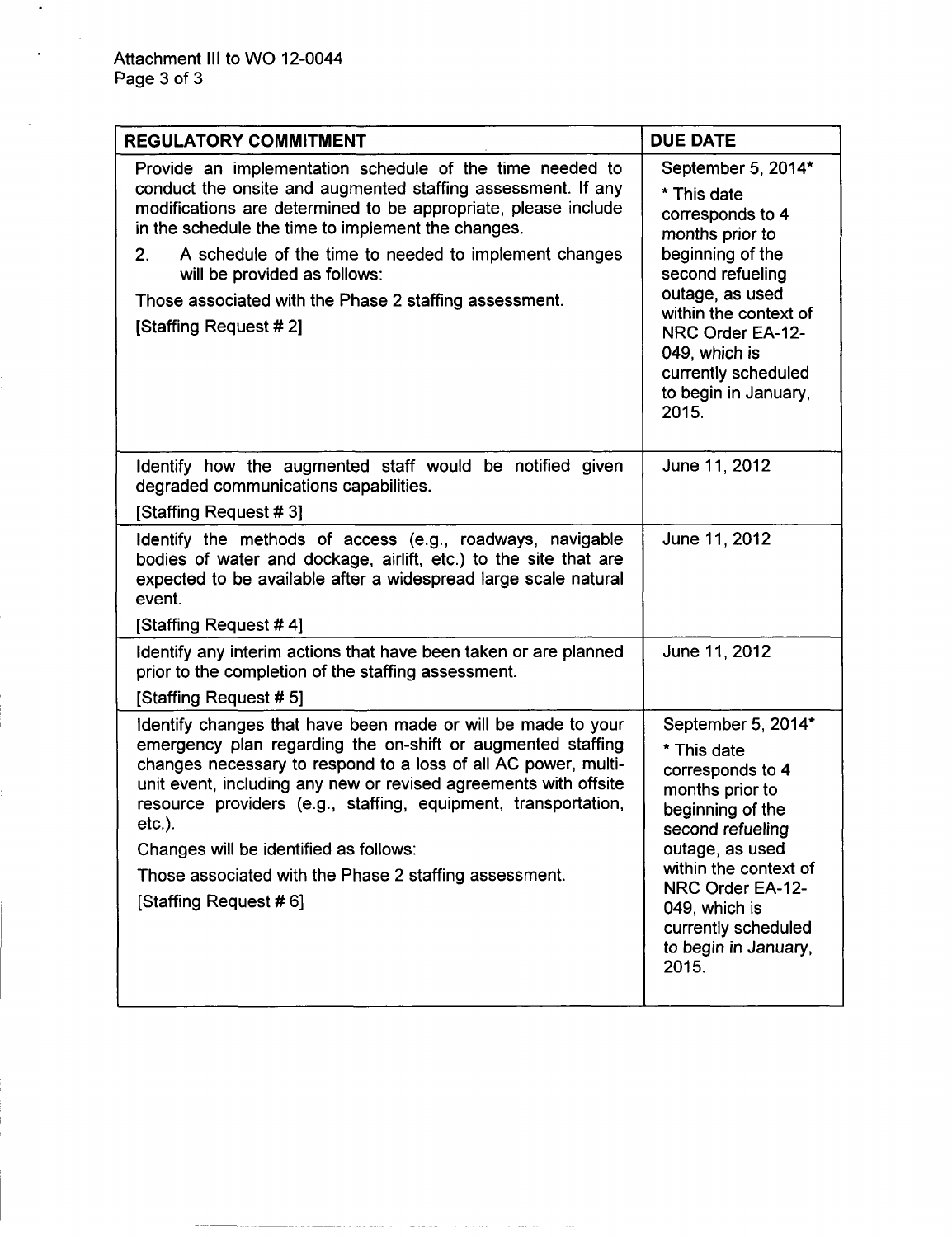| REGULATORY COMMITMENT | DUE DATE |
|---|---|
| Provide an implementation schedule of the time needed to conduct the onsite and augmented staffing assessment. If any modifications are determined to be appropriate, please include in the schedule the time to implement the changes.<br>2. A schedule of the time to needed to implement changes will be provided as follows:<br>Those associated with the Phase 2 staffing assessment.<br>[Staffing Request # 2] | September 5, 2014*<br>* This date corresponds to 4 months prior to beginning of the second refueling outage, as used within the context of NRC Order EA-12-049, which is currently scheduled to begin in January, 2015. |
| Identify how the augmented staff would be notified given degraded communications capabilities.<br>[Staffing Request # 3] | June 11, 2012 |
| Identify the methods of access (e.g., roadways, navigable bodies of water and dockage, airlift, etc.) to the site that are expected to be available after a widespread large scale natural event.<br>[Staffing Request # 4] | June 11, 2012 |
| Identify any interim actions that have been taken or are planned prior to the completion of the staffing assessment.<br>[Staffing Request # 5] | June 11, 2012 |
| Identify changes that have been made or will be made to your emergency plan regarding the on-shift or augmented staffing changes necessary to respond to a loss of all AC power, multi-unit event, including any new or revised agreements with offsite resource providers (e.g., staffing, equipment, transportation, etc.).<br>Changes will be identified as follows:<br>Those associated with the Phase 2 staffing assessment.<br>[Staffing Request # 6] | September 5, 2014*<br>* This date corresponds to 4 months prior to beginning of the second refueling outage, as used within the context of NRC Order EA-12-049, which is currently scheduled to begin in January, 2015. |